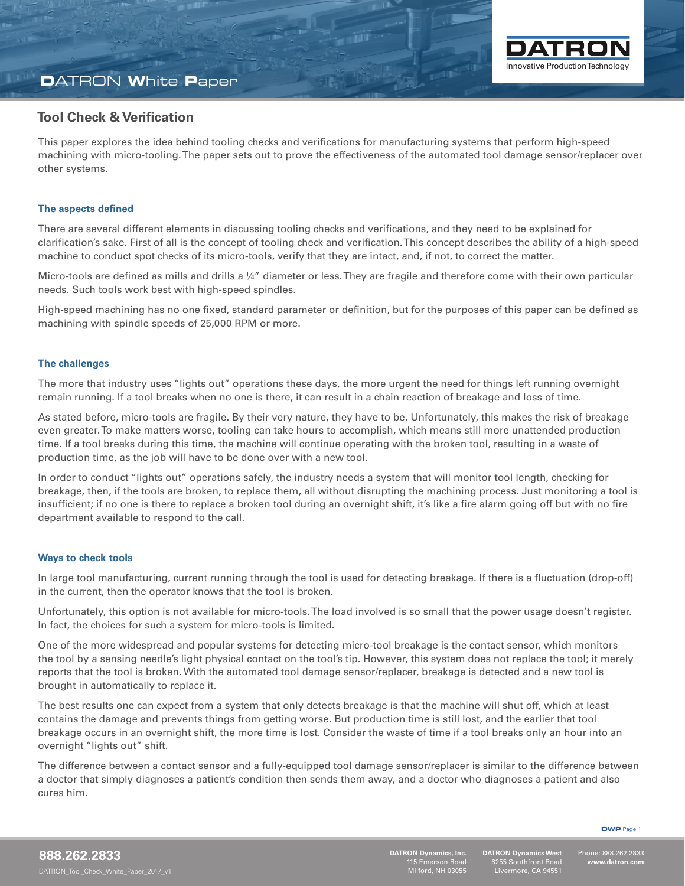# Tool Check & Verification

This paper explores the idea behind tooling checks and verifications for manufacturing systems that perform high-speed machining with micro-tooling. The paper sets out to prove the effectiveness of the automated tool damage sensor/replacer over other systems.

## The aspects defined

There are several different elements in discussing tooling checks and verifications, and they need to be explained for clarification's sake. First of all is the concept of tooling check and verification. This concept describes the ability of a high-speed machine to conduct spot checks of its micro-tools, verify that they are intact, and, if not, to correct the matter.

Micro-tools are defined as mills and drills a ¼" diameter or less. They are fragile and therefore come with their own particular needs. Such tools work best with high-speed spindles.

High-speed machining has no one fixed, standard parameter or definition, but for the purposes of this paper can be defined as machining with spindle speeds of 25,000 RPM or more.

## The challenges

The more that industry uses "lights out" operations these days, the more urgent the need for things left running overnight remain running. If a tool breaks when no one is there, it can result in a chain reaction of breakage and loss of time.

As stated before, micro-tools are fragile. By their very nature, they have to be. Unfortunately, this makes the risk of breakage even greater. To make matters worse, tooling can take hours to accomplish, which means still more unattended production time. If a tool breaks during this time, the machine will continue operating with the broken tool, resulting in a waste of production time, as the job will have to be done over with a new tool.

In order to conduct "lights out" operations safely, the industry needs a system that will monitor tool length, checking for breakage, then, if the tools are broken, to replace them, all without disrupting the machining process. Just monitoring a tool is insufficient; if no one is there to replace a broken tool during an overnight shift, it's like a fire alarm going off but with no fire department available to respond to the call.

## Ways to check tools

In large tool manufacturing, current running through the tool is used for detecting breakage. If there is a fluctuation (drop-off) in the current, then the operator knows that the tool is broken.

Unfortunately, this option is not available for micro-tools. The load involved is so small that the power usage doesn't register. In fact, the choices for such a system for micro-tools is limited.

One of the more widespread and popular systems for detecting micro-tool breakage is the contact sensor, which monitors the tool by a sensing needle's light physical contact on the tool's tip. However, this system does not replace the tool; it merely reports that the tool is broken. With the automated tool damage sensor/replacer, breakage is detected and a new tool is brought in automatically to replace it.

The best results one can expect from a system that only detects breakage is that the machine will shut off, which at least contains the damage and prevents things from getting worse. But production time is still lost, and the earlier that tool breakage occurs in an overnight shift, the more time is lost. Consider the waste of time if a tool breaks only an hour into an overnight "lights out" shift.

The difference between a contact sensor and a fully-equipped tool damage sensor/replacer is similar to the difference between a doctor that simply diagnoses a patient's condition then sends them away, and a doctor who diagnoses a patient and also cures him.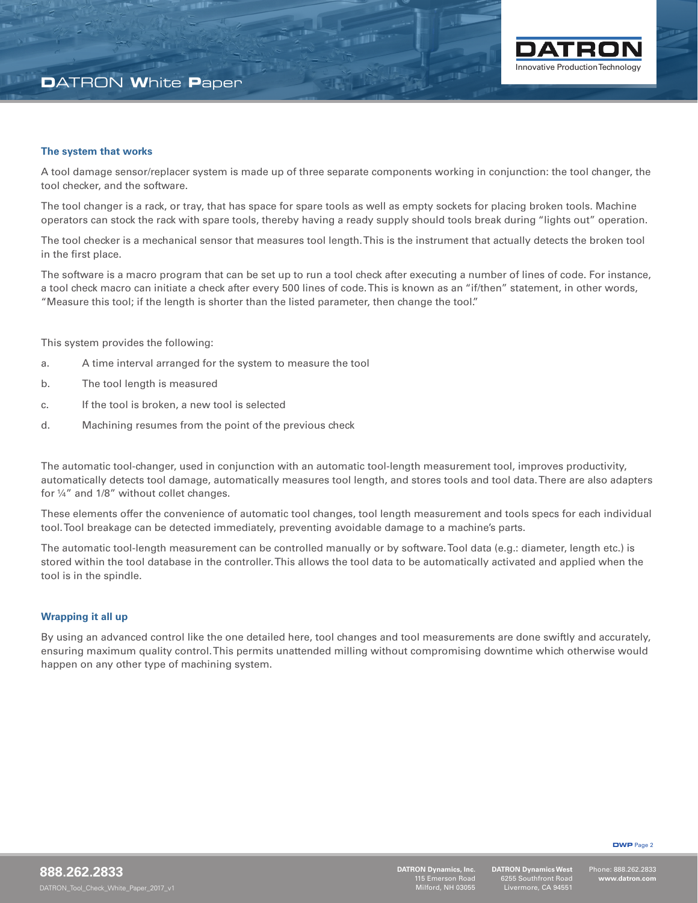### The system that works

A tool damage sensor/replacer system is made up of three separate components working in conjunction: the tool changer, the tool checker, and the software.

The tool changer is a rack, or tray, that has space for spare tools as well as empty sockets for placing broken tools. Machine operators can stock the rack with spare tools, thereby having a ready supply should tools break during "lights out" operation.

The tool checker is a mechanical sensor that measures tool length. This is the instrument that actually detects the broken tool in the first place.

The software is a macro program that can be set up to run a tool check after executing a number of lines of code. For instance, a tool check macro can initiate a check after every 500 lines of code. This is known as an "if/then" statement, in other words, "Measure this tool; if the length is shorter than the listed parameter, then change the tool."

This system provides the following:

a. A time interval arranged for the system to measure the tool

b. The tool length is measured

c. If the tool is broken, a new tool is selected

d. Machining resumes from the point of the previous check

The automatic tool-changer, used in conjunction with an automatic tool-length measurement tool, improves productivity, automatically detects tool damage, automatically measures tool length, and stores tools and tool data. There are also adapters for ¼" and 1/8" without collet changes.

These elements offer the convenience of automatic tool changes, tool length measurement and tools specs for each individual tool. Tool breakage can be detected immediately, preventing avoidable damage to a machine's parts.

The automatic tool-length measurement can be controlled manually or by software. Tool data (e.g.: diameter, length etc.) is stored within the tool database in the controller. This allows the tool data to be automatically activated and applied when the tool is in the spindle.

### Wrapping it all up

By using an advanced control like the one detailed here, tool changes and tool measurements are done swiftly and accurately, ensuring maximum quality control. This permits unattended milling without compromising downtime which otherwise would happen on any other type of machining system.

888.262.2833

DATRON_Tool_Check_White_Paper_2017_v1

**DATRON Dynamics, Inc.**
115 Emerson Road
Milford, NH 03055

**DATRON Dynamics West**
6255 Southfront Road
Livermore, CA 94551

Phone: 888.262.2833
**www.datron.com**